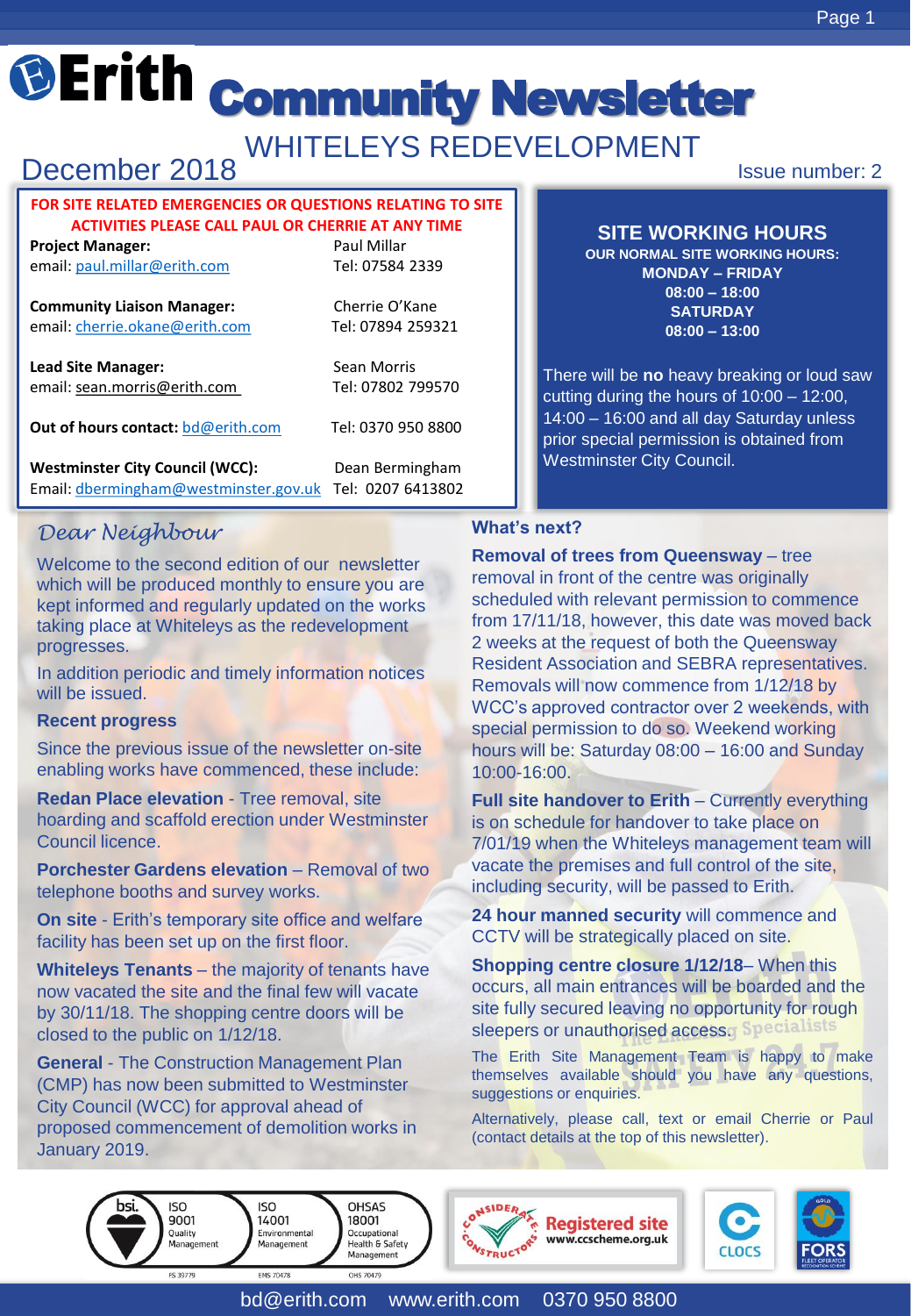# Erith Community Newsletter

## WHITELEYS REDEVELOPMENT

December 2018

Issue number: 2

**FOR SITE RELATED EMERGENCIES OR QUESTIONS RELATING TO SITE ACTIVITIES PLEASE CALL PAUL OR CHERRIE AT ANY TIME**

| | |
|---|---|
| **Project Manager:** | Paul Millar |
| email: paul.millar@erith.com | Tel: 07584 2339 |
| **Community Liaison Manager:** | Cherrie O'Kane |
| email: cherrie.okane@erith.com | Tel: 07894 259321 |
| **Lead Site Manager:** | Sean Morris |
| email: sean.morris@erith.com | Tel: 07802 799570 |
| **Out of hours contact:** bd@erith.com | Tel: 0370 950 8800 |
| **Westminster City Council (WCC):** | Dean Bermingham |
| Email: dbermingham@westminster.gov.uk | Tel: 0207 6413802 |

### SITE WORKING HOURS

**OUR NORMAL SITE WORKING HOURS:**
**MONDAY – FRIDAY**
**08:00 – 18:00**
**SATURDAY**
**08:00 – 13:00**

There will be **no** heavy breaking or loud saw cutting during the hours of 10:00 – 12:00, 14:00 – 16:00 and all day Saturday unless prior special permission is obtained from Westminster City Council.

## *Dear Neighbour*

Welcome to the second edition of our newsletter which will be produced monthly to ensure you are kept informed and regularly updated on the works taking place at Whiteleys as the redevelopment progresses.

In addition periodic and timely information notices will be issued.

### Recent progress

Since the previous issue of the newsletter on-site enabling works have commenced, these include:

**Redan Place elevation** - Tree removal, site hoarding and scaffold erection under Westminster Council licence.

**Porchester Gardens elevation** – Removal of two telephone booths and survey works.

**On site** - Erith's temporary site office and welfare facility has been set up on the first floor.

**Whiteleys Tenants** – the majority of tenants have now vacated the site and the final few will vacate by 30/11/18. The shopping centre doors will be closed to the public on 1/12/18.

**General** - The Construction Management Plan (CMP) has now been submitted to Westminster City Council (WCC) for approval ahead of proposed commencement of demolition works in January 2019.

### What's next?

**Removal of trees from Queensway** – tree removal in front of the centre was originally scheduled with relevant permission to commence from 17/11/18, however, this date was moved back 2 weeks at the request of both the Queensway Resident Association and SEBRA representatives. Removals will now commence from 1/12/18 by WCC's approved contractor over 2 weekends, with special permission to do so. Weekend working hours will be: Saturday 08:00 – 16:00 and Sunday 10:00-16:00.

**Full site handover to Erith** – Currently everything is on schedule for handover to take place on 7/01/19 when the Whiteleys management team will vacate the premises and full control of the site, including security, will be passed to Erith.

**24 hour manned security** will commence and CCTV will be strategically placed on site.

**Shopping centre closure 1/12/18**– When this occurs, all main entrances will be boarded and the site fully secured leaving no opportunity for rough sleepers or unauthorised access.

The Erith Site Management Team is happy to make themselves available should you have any questions, suggestions or enquiries.

Alternatively, please call, text or email Cherrie or Paul (contact details at the top of this newsletter).

bd@erith.com www.erith.com 0370 950 8800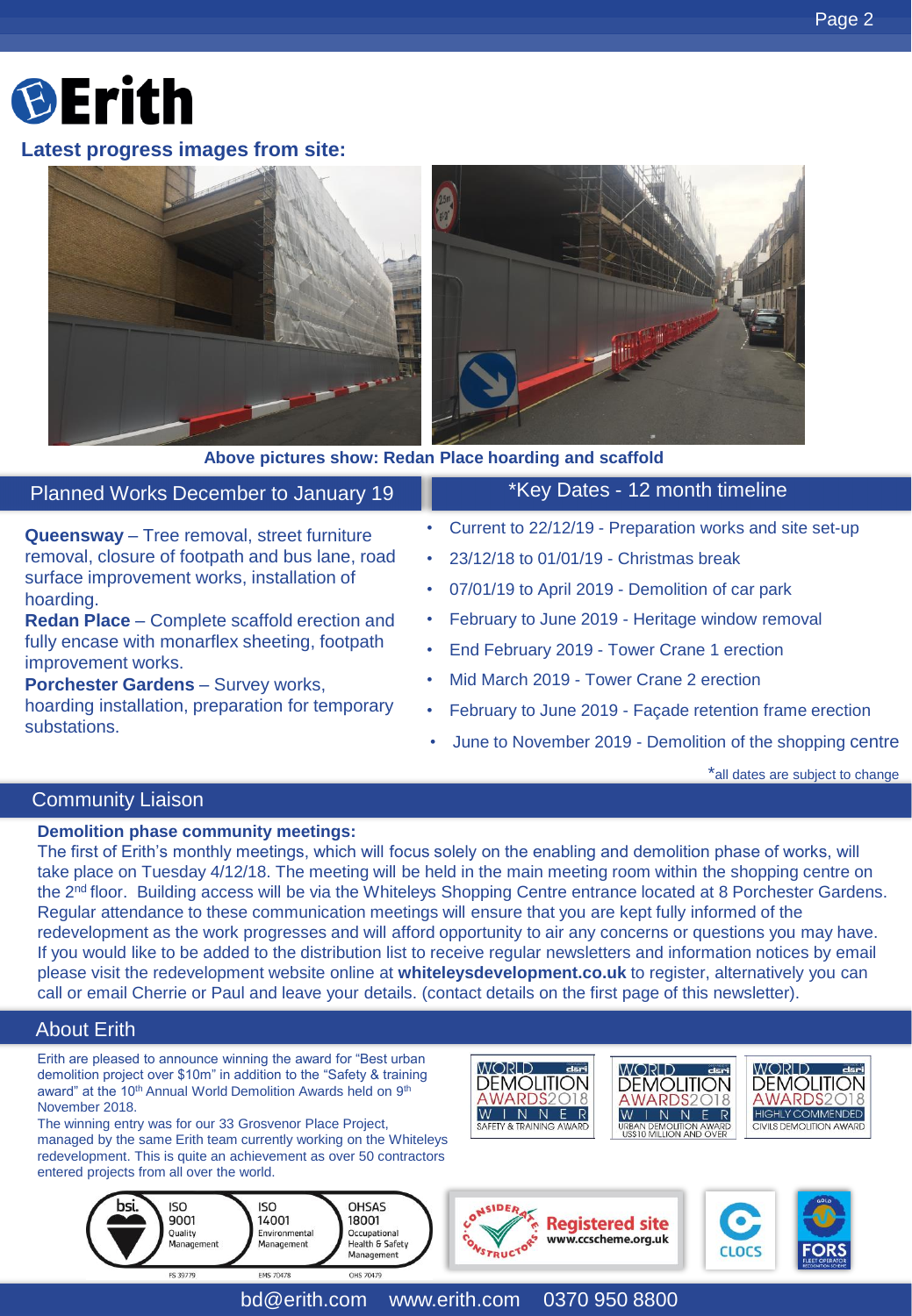# Erith

**Latest progress images from site:**

**Above pictures show: Redan Place hoarding and scaffold**

## Planned Works December to January 19

**Queensway** – Tree removal, street furniture removal, closure of footpath and bus lane, road surface improvement works, installation of hoarding.

**Redan Place** – Complete scaffold erection and fully encase with monarflex sheeting, footpath improvement works.

**Porchester Gardens** – Survey works, hoarding installation, preparation for temporary substations.

## *Key Dates - 12 month timeline

- Current to 22/12/19 - Preparation works and site set-up
- 23/12/18 to 01/01/19 - Christmas break
- 07/01/19 to April 2019 - Demolition of car park
- February to June 2019 - Heritage window removal
- End February 2019 - Tower Crane 1 erection
- Mid March 2019 - Tower Crane 2 erection
- February to June 2019 - Façade retention frame erection
- June to November 2019 - Demolition of the shopping centre

*all dates are subject to change

## Community Liaison

**Demolition phase community meetings:**

The first of Erith's monthly meetings, which will focus solely on the enabling and demolition phase of works, will take place on Tuesday 4/12/18. The meeting will be held in the main meeting room within the shopping centre on the 2nd floor. Building access will be via the Whiteleys Shopping Centre entrance located at 8 Porchester Gardens. Regular attendance to these communication meetings will ensure that you are kept fully informed of the redevelopment as the work progresses and will afford opportunity to air any concerns or questions you may have. If you would like to be added to the distribution list to receive regular newsletters and information notices by email please visit the redevelopment website online at **whiteleysdevelopment.co.uk** to register, alternatively you can call or email Cherrie or Paul and leave your details. (contact details on the first page of this newsletter).

## About Erith

Erith are pleased to announce winning the award for "Best urban demolition project over $10m" in addition to the "Safety & training award" at the 10th Annual World Demolition Awards held on 9th November 2018.
The winning entry was for our 33 Grosvenor Place Project, managed by the same Erith team currently working on the Whiteleys redevelopment. This is quite an achievement as over 50 contractors entered projects from all over the world.

WORLD DEMOLITION AWARDS2018 WINNER SAFETY & TRAINING AWARD

WORLD DEMOLITION AWARDS2018 WINNER URBAN DEMOLITION AWARD US$10 MILLION AND OVER

WORLD DEMOLITION AWARDS2018 HIGHLY COMMENDED CIVILS DEMOLITION AWARD

bsi. ISO 9001 Quality Management FS 39779 | ISO 14001 Environmental Management EMS 70478 | OHSAS 18001 Occupational Health & Safety Management OHS 70479

Considerate Constructors Registered site www.ccscheme.org.uk

CLOCS

FORS

bd@erith.com www.erith.com 0370 950 8800